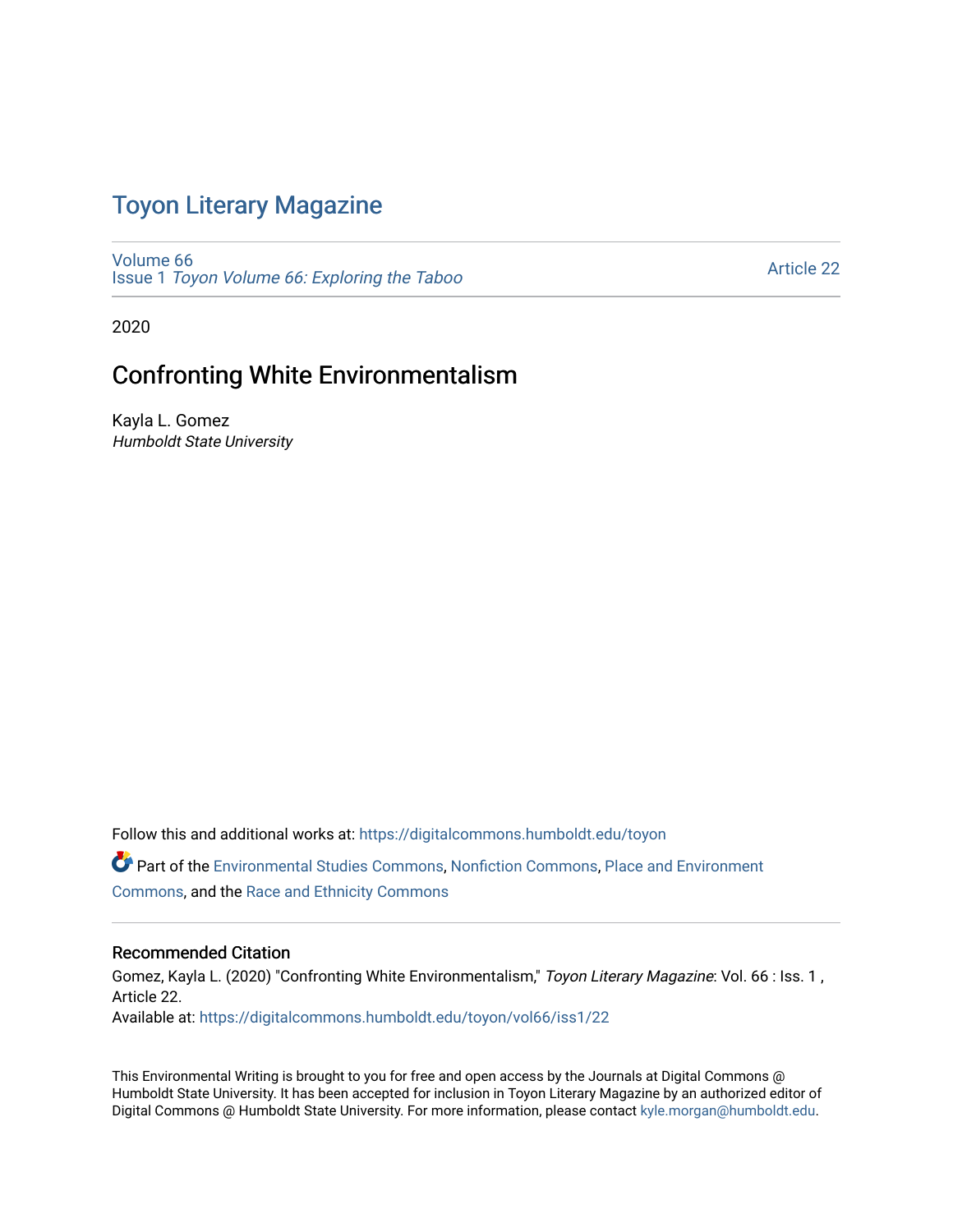# Toyon Literary Magazine

Volume 66
Issue 1 *Toyon Volume 66: Exploring the Taboo*

Article 22

2020

## Confronting White Environmentalism

Kayla L. Gomez
*Humboldt State University*

Follow this and additional works at: https://digitalcommons.humboldt.edu/toyon

Part of the Environmental Studies Commons, Nonfiction Commons, Place and Environment Commons, and the Race and Ethnicity Commons

### Recommended Citation

Gomez, Kayla L. (2020) "Confronting White Environmentalism," *Toyon Literary Magazine*: Vol. 66 : Iss. 1 , Article 22.
Available at: https://digitalcommons.humboldt.edu/toyon/vol66/iss1/22

This Environmental Writing is brought to you for free and open access by the Journals at Digital Commons @ Humboldt State University. It has been accepted for inclusion in Toyon Literary Magazine by an authorized editor of Digital Commons @ Humboldt State University. For more information, please contact kyle.morgan@humboldt.edu.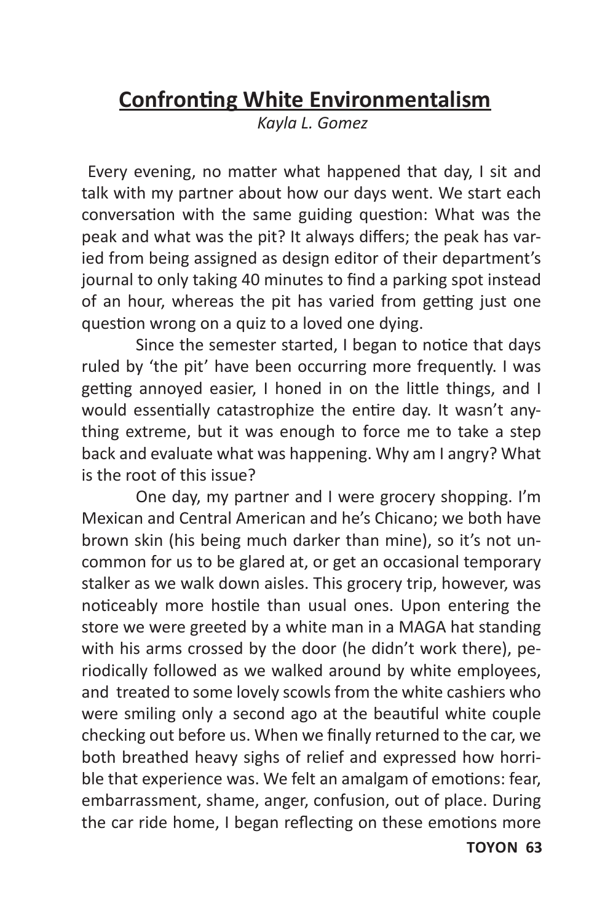# Confronting White Environmentalism

*Kayla L. Gomez*

Every evening, no matter what happened that day, I sit and talk with my partner about how our days went. We start each conversation with the same guiding question: What was the peak and what was the pit? It always differs; the peak has varied from being assigned as design editor of their department's journal to only taking 40 minutes to find a parking spot instead of an hour, whereas the pit has varied from getting just one question wrong on a quiz to a loved one dying.

Since the semester started, I began to notice that days ruled by 'the pit' have been occurring more frequently. I was getting annoyed easier, I honed in on the little things, and I would essentially catastrophize the entire day. It wasn't anything extreme, but it was enough to force me to take a step back and evaluate what was happening. Why am I angry? What is the root of this issue?

One day, my partner and I were grocery shopping. I'm Mexican and Central American and he's Chicano; we both have brown skin (his being much darker than mine), so it's not uncommon for us to be glared at, or get an occasional temporary stalker as we walk down aisles. This grocery trip, however, was noticeably more hostile than usual ones. Upon entering the store we were greeted by a white man in a MAGA hat standing with his arms crossed by the door (he didn't work there), periodically followed as we walked around by white employees, and treated to some lovely scowls from the white cashiers who were smiling only a second ago at the beautiful white couple checking out before us. When we finally returned to the car, we both breathed heavy sighs of relief and expressed how horrible that experience was. We felt an amalgam of emotions: fear, embarrassment, shame, anger, confusion, out of place. During the car ride home, I began reflecting on these emotions more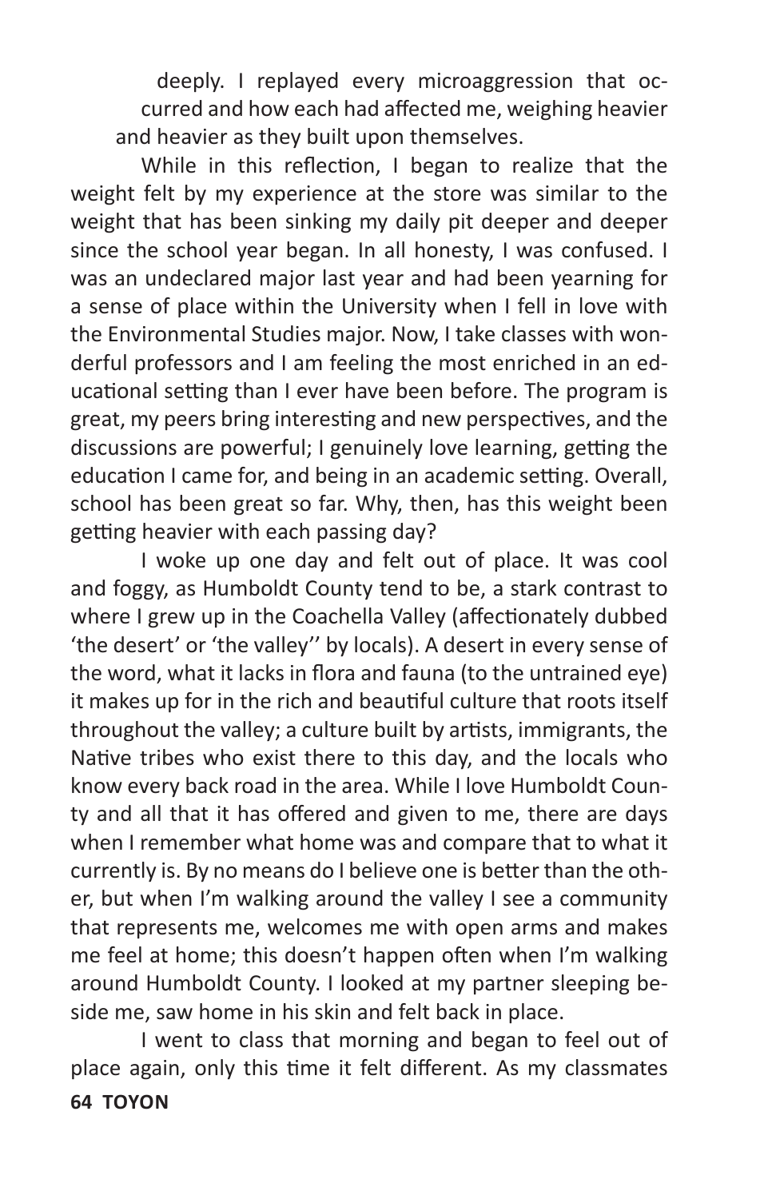deeply. I replayed every microaggression that occurred and how each had affected me, weighing heavier and heavier as they built upon themselves.

While in this reflection, I began to realize that the weight felt by my experience at the store was similar to the weight that has been sinking my daily pit deeper and deeper since the school year began. In all honesty, I was confused. I was an undeclared major last year and had been yearning for a sense of place within the University when I fell in love with the Environmental Studies major. Now, I take classes with wonderful professors and I am feeling the most enriched in an educational setting than I ever have been before. The program is great, my peers bring interesting and new perspectives, and the discussions are powerful; I genuinely love learning, getting the education I came for, and being in an academic setting. Overall, school has been great so far. Why, then, has this weight been getting heavier with each passing day?

I woke up one day and felt out of place. It was cool and foggy, as Humboldt County tend to be, a stark contrast to where I grew up in the Coachella Valley (affectionately dubbed 'the desert' or 'the valley'' by locals). A desert in every sense of the word, what it lacks in flora and fauna (to the untrained eye) it makes up for in the rich and beautiful culture that roots itself throughout the valley; a culture built by artists, immigrants, the Native tribes who exist there to this day, and the locals who know every back road in the area. While I love Humboldt County and all that it has offered and given to me, there are days when I remember what home was and compare that to what it currently is. By no means do I believe one is better than the other, but when I'm walking around the valley I see a community that represents me, welcomes me with open arms and makes me feel at home; this doesn't happen often when I'm walking around Humboldt County. I looked at my partner sleeping beside me, saw home in his skin and felt back in place.

I went to class that morning and began to feel out of place again, only this time it felt different. As my classmates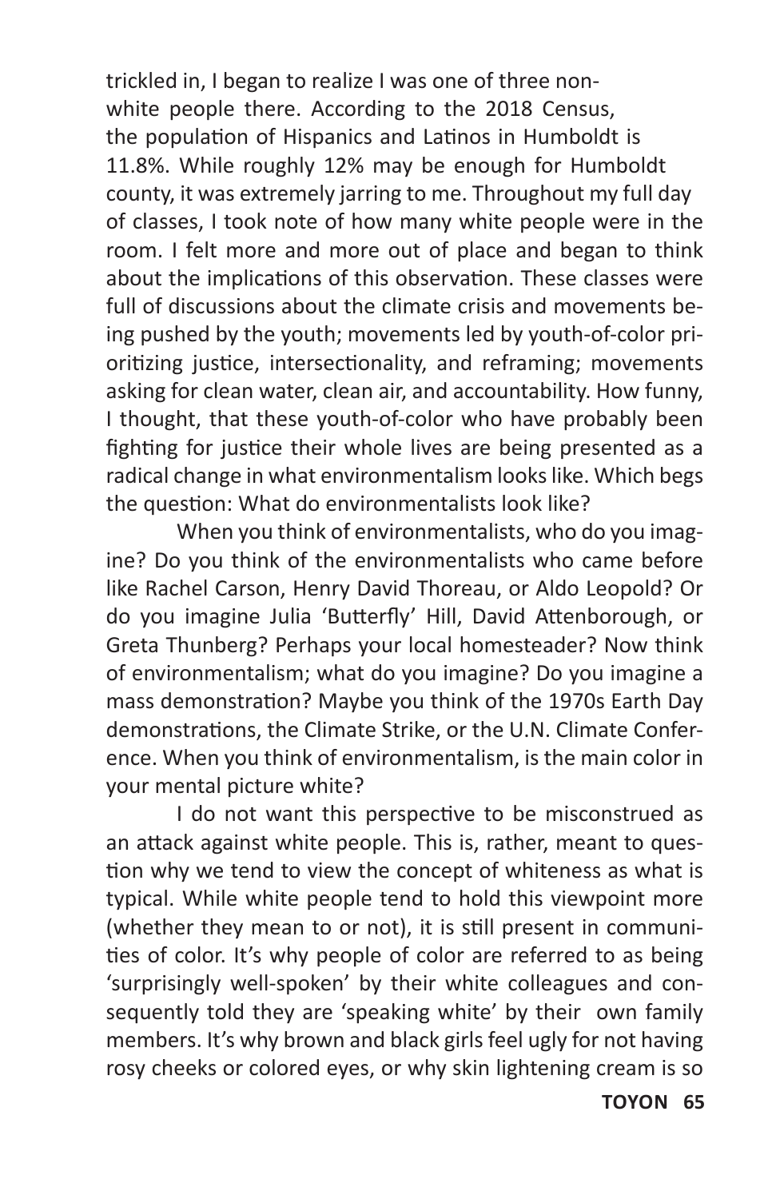trickled in, I began to realize I was one of three non-white people there. According to the 2018 Census, the population of Hispanics and Latinos in Humboldt is 11.8%. While roughly 12% may be enough for Humboldt county, it was extremely jarring to me. Throughout my full day of classes, I took note of how many white people were in the room. I felt more and more out of place and began to think about the implications of this observation. These classes were full of discussions about the climate crisis and movements being pushed by the youth; movements led by youth-of-color prioritizing justice, intersectionality, and reframing; movements asking for clean water, clean air, and accountability. How funny, I thought, that these youth-of-color who have probably been fighting for justice their whole lives are being presented as a radical change in what environmentalism looks like. Which begs the question: What do environmentalists look like?

When you think of environmentalists, who do you imagine? Do you think of the environmentalists who came before like Rachel Carson, Henry David Thoreau, or Aldo Leopold? Or do you imagine Julia 'Butterfly' Hill, David Attenborough, or Greta Thunberg? Perhaps your local homesteader? Now think of environmentalism; what do you imagine? Do you imagine a mass demonstration? Maybe you think of the 1970s Earth Day demonstrations, the Climate Strike, or the U.N. Climate Conference. When you think of environmentalism, is the main color in your mental picture white?

I do not want this perspective to be misconstrued as an attack against white people. This is, rather, meant to question why we tend to view the concept of whiteness as what is typical. While white people tend to hold this viewpoint more (whether they mean to or not), it is still present in communities of color. It's why people of color are referred to as being 'surprisingly well-spoken' by their white colleagues and consequently told they are 'speaking white' by their own family members. It's why brown and black girls feel ugly for not having rosy cheeks or colored eyes, or why skin lightening cream is so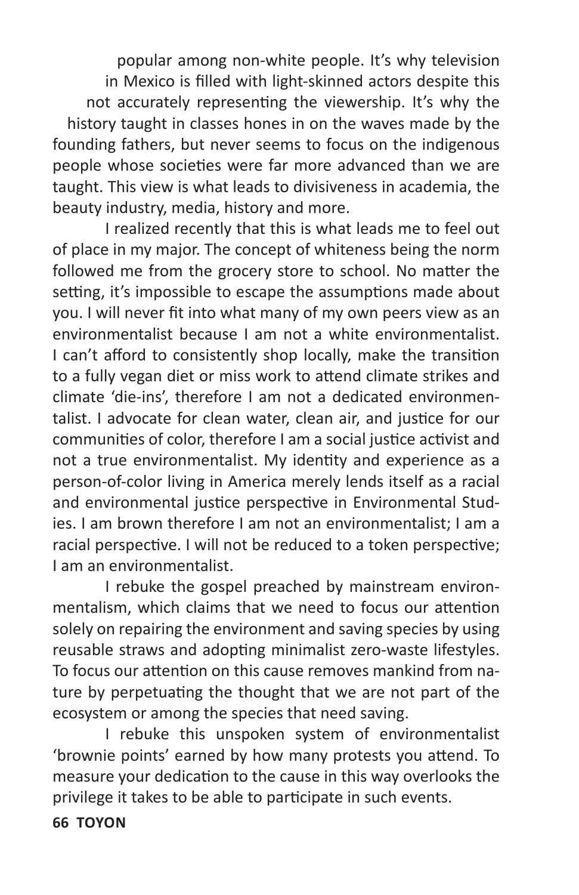popular among non-white people. It's why television in Mexico is filled with light-skinned actors despite this not accurately representing the viewership. It's why the history taught in classes hones in on the waves made by the founding fathers, but never seems to focus on the indigenous people whose societies were far more advanced than we are taught. This view is what leads to divisiveness in academia, the beauty industry, media, history and more.

I realized recently that this is what leads me to feel out of place in my major. The concept of whiteness being the norm followed me from the grocery store to school. No matter the setting, it's impossible to escape the assumptions made about you. I will never fit into what many of my own peers view as an environmentalist because I am not a white environmentalist. I can't afford to consistently shop locally, make the transition to a fully vegan diet or miss work to attend climate strikes and climate 'die-ins', therefore I am not a dedicated environmentalist. I advocate for clean water, clean air, and justice for our communities of color, therefore I am a social justice activist and not a true environmentalist. My identity and experience as a person-of-color living in America merely lends itself as a racial and environmental justice perspective in Environmental Studies. I am brown therefore I am not an environmentalist; I am a racial perspective. I will not be reduced to a token perspective; I am an environmentalist.

I rebuke the gospel preached by mainstream environmentalism, which claims that we need to focus our attention solely on repairing the environment and saving species by using reusable straws and adopting minimalist zero-waste lifestyles. To focus our attention on this cause removes mankind from nature by perpetuating the thought that we are not part of the ecosystem or among the species that need saving.

I rebuke this unspoken system of environmentalist 'brownie points' earned by how many protests you attend. To measure your dedication to the cause in this way overlooks the privilege it takes to be able to participate in such events.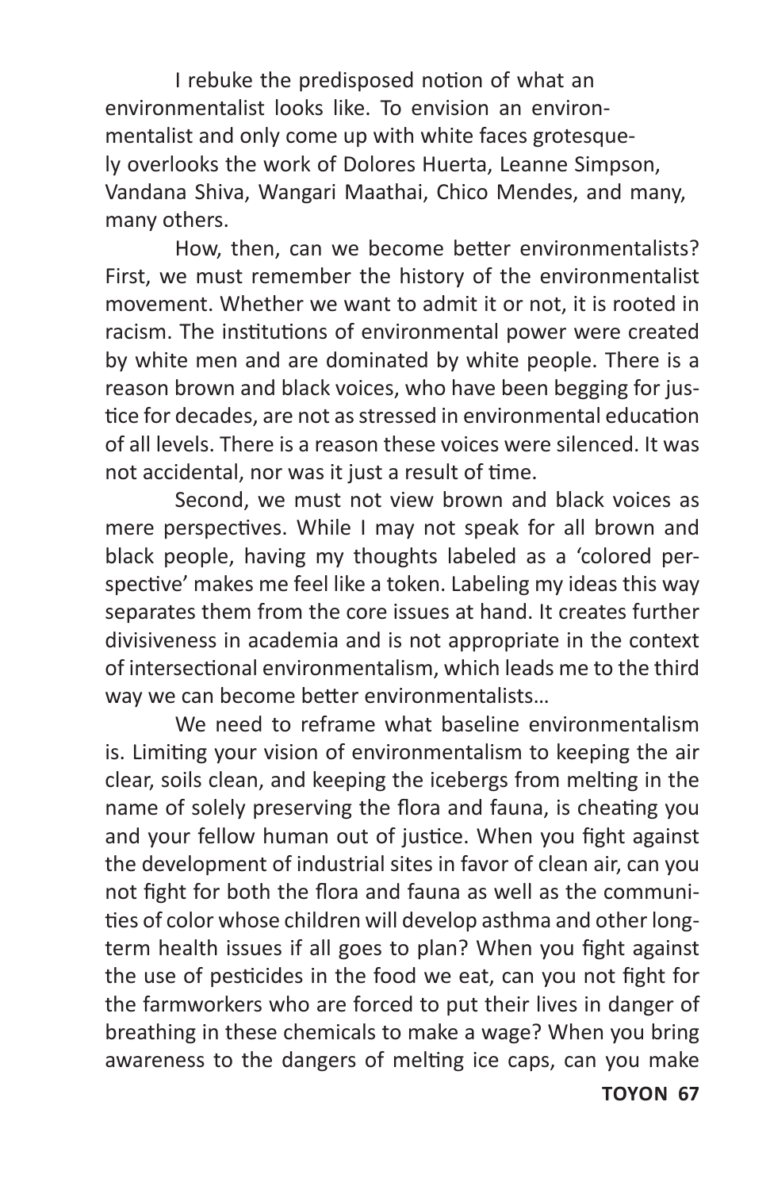I rebuke the predisposed notion of what an environmentalist looks like. To envision an environmentalist and only come up with white faces grotesquely overlooks the work of Dolores Huerta, Leanne Simpson, Vandana Shiva, Wangari Maathai, Chico Mendes, and many, many others.

How, then, can we become better environmentalists? First, we must remember the history of the environmentalist movement. Whether we want to admit it or not, it is rooted in racism. The institutions of environmental power were created by white men and are dominated by white people. There is a reason brown and black voices, who have been begging for justice for decades, are not as stressed in environmental education of all levels. There is a reason these voices were silenced. It was not accidental, nor was it just a result of time.

Second, we must not view brown and black voices as mere perspectives. While I may not speak for all brown and black people, having my thoughts labeled as a 'colored perspective' makes me feel like a token. Labeling my ideas this way separates them from the core issues at hand. It creates further divisiveness in academia and is not appropriate in the context of intersectional environmentalism, which leads me to the third way we can become better environmentalists…

We need to reframe what baseline environmentalism is. Limiting your vision of environmentalism to keeping the air clear, soils clean, and keeping the icebergs from melting in the name of solely preserving the flora and fauna, is cheating you and your fellow human out of justice. When you fight against the development of industrial sites in favor of clean air, can you not fight for both the flora and fauna as well as the communities of color whose children will develop asthma and other long-term health issues if all goes to plan? When you fight against the use of pesticides in the food we eat, can you not fight for the farmworkers who are forced to put their lives in danger of breathing in these chemicals to make a wage? When you bring awareness to the dangers of melting ice caps, can you make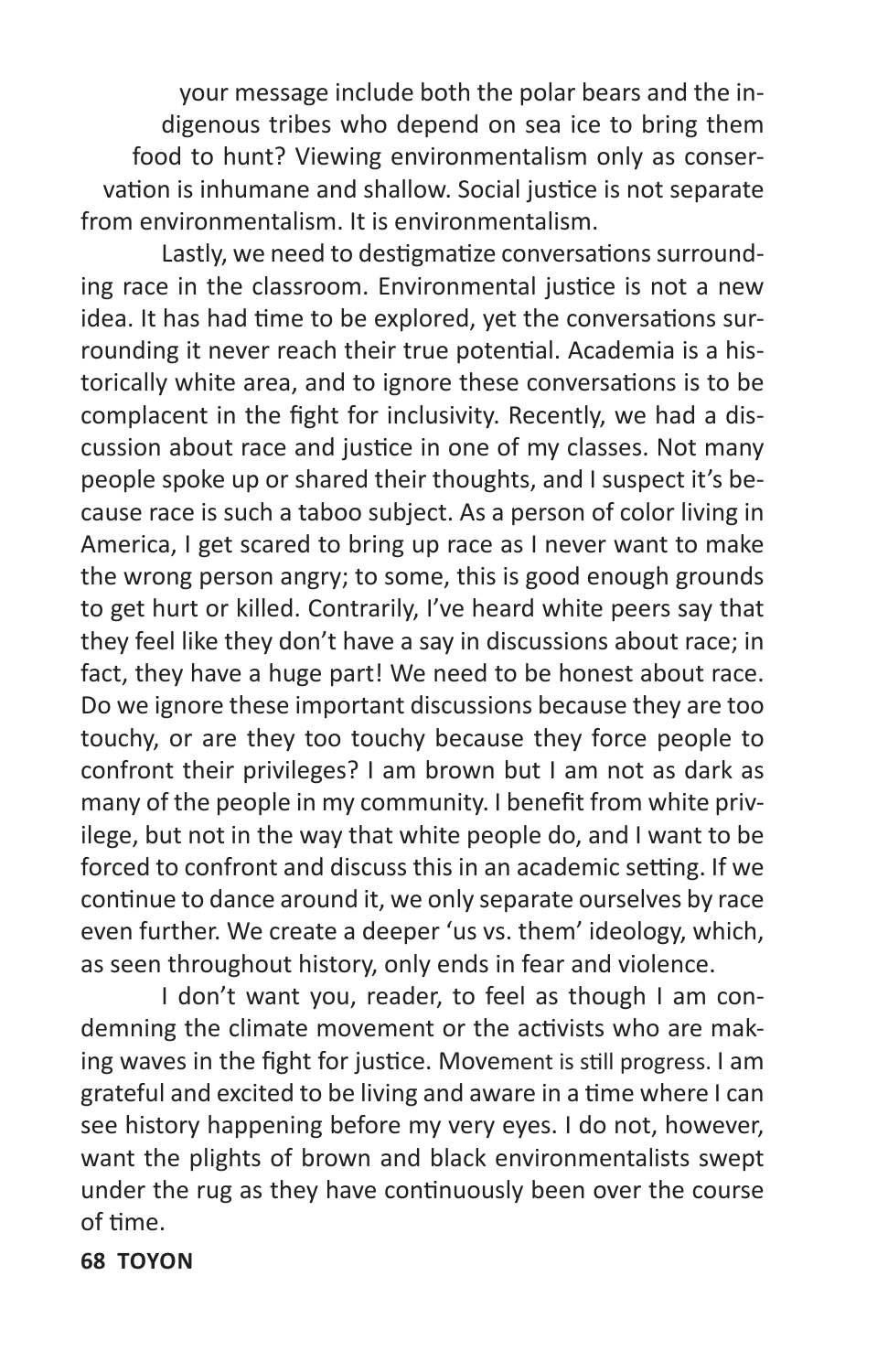your message include both the polar bears and the indigenous tribes who depend on sea ice to bring them food to hunt? Viewing environmentalism only as conservation is inhumane and shallow. Social justice is not separate from environmentalism. It is environmentalism.

Lastly, we need to destigmatize conversations surrounding race in the classroom. Environmental justice is not a new idea. It has had time to be explored, yet the conversations surrounding it never reach their true potential. Academia is a historically white area, and to ignore these conversations is to be complacent in the fight for inclusivity. Recently, we had a discussion about race and justice in one of my classes. Not many people spoke up or shared their thoughts, and I suspect it's because race is such a taboo subject. As a person of color living in America, I get scared to bring up race as I never want to make the wrong person angry; to some, this is good enough grounds to get hurt or killed. Contrarily, I've heard white peers say that they feel like they don't have a say in discussions about race; in fact, they have a huge part! We need to be honest about race. Do we ignore these important discussions because they are too touchy, or are they too touchy because they force people to confront their privileges? I am brown but I am not as dark as many of the people in my community. I benefit from white privilege, but not in the way that white people do, and I want to be forced to confront and discuss this in an academic setting. If we continue to dance around it, we only separate ourselves by race even further. We create a deeper 'us vs. them' ideology, which, as seen throughout history, only ends in fear and violence.

I don't want you, reader, to feel as though I am condemning the climate movement or the activists who are making waves in the fight for justice. Movement is still progress. I am grateful and excited to be living and aware in a time where I can see history happening before my very eyes. I do not, however, want the plights of brown and black environmentalists swept under the rug as they have continuously been over the course of time.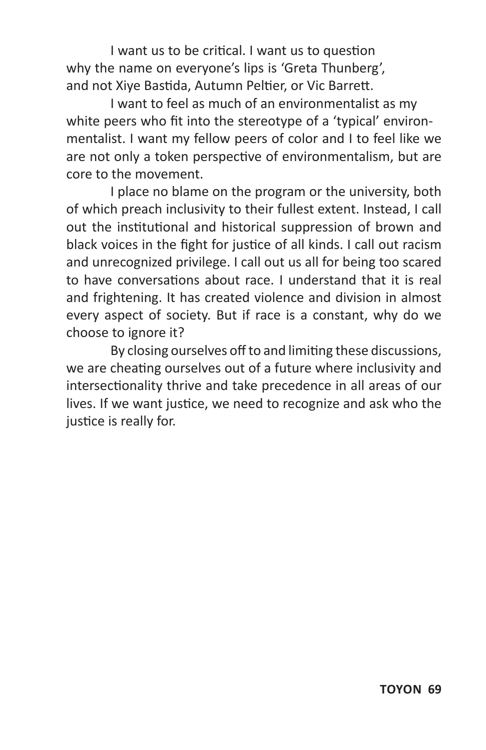I want us to be critical. I want us to question why the name on everyone's lips is 'Greta Thunberg', and not Xiye Bastida, Autumn Peltier, or Vic Barrett.

I want to feel as much of an environmentalist as my white peers who fit into the stereotype of a 'typical' environmentalist. I want my fellow peers of color and I to feel like we are not only a token perspective of environmentalism, but are core to the movement.

I place no blame on the program or the university, both of which preach inclusivity to their fullest extent. Instead, I call out the institutional and historical suppression of brown and black voices in the fight for justice of all kinds. I call out racism and unrecognized privilege. I call out us all for being too scared to have conversations about race. I understand that it is real and frightening. It has created violence and division in almost every aspect of society. But if race is a constant, why do we choose to ignore it?

By closing ourselves off to and limiting these discussions, we are cheating ourselves out of a future where inclusivity and intersectionality thrive and take precedence in all areas of our lives. If we want justice, we need to recognize and ask who the justice is really for.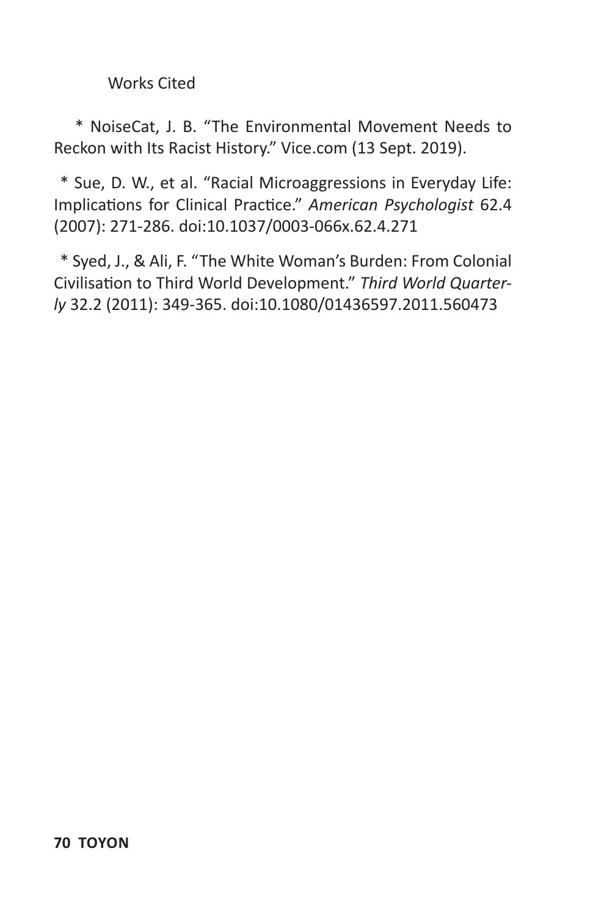## Works Cited

* NoiseCat, J. B. “The Environmental Movement Needs to Reckon with Its Racist History.” Vice.com (13 Sept. 2019).

* Sue, D. W., et al. “Racial Microaggressions in Everyday Life: Implications for Clinical Practice.” *American Psychologist* 62.4 (2007): 271-286. doi:10.1037/0003-066x.62.4.271

* Syed, J., & Ali, F. “The White Woman’s Burden: From Colonial Civilisation to Third World Development.” *Third World Quarterly* 32.2 (2011): 349-365. doi:10.1080/01436597.2011.560473